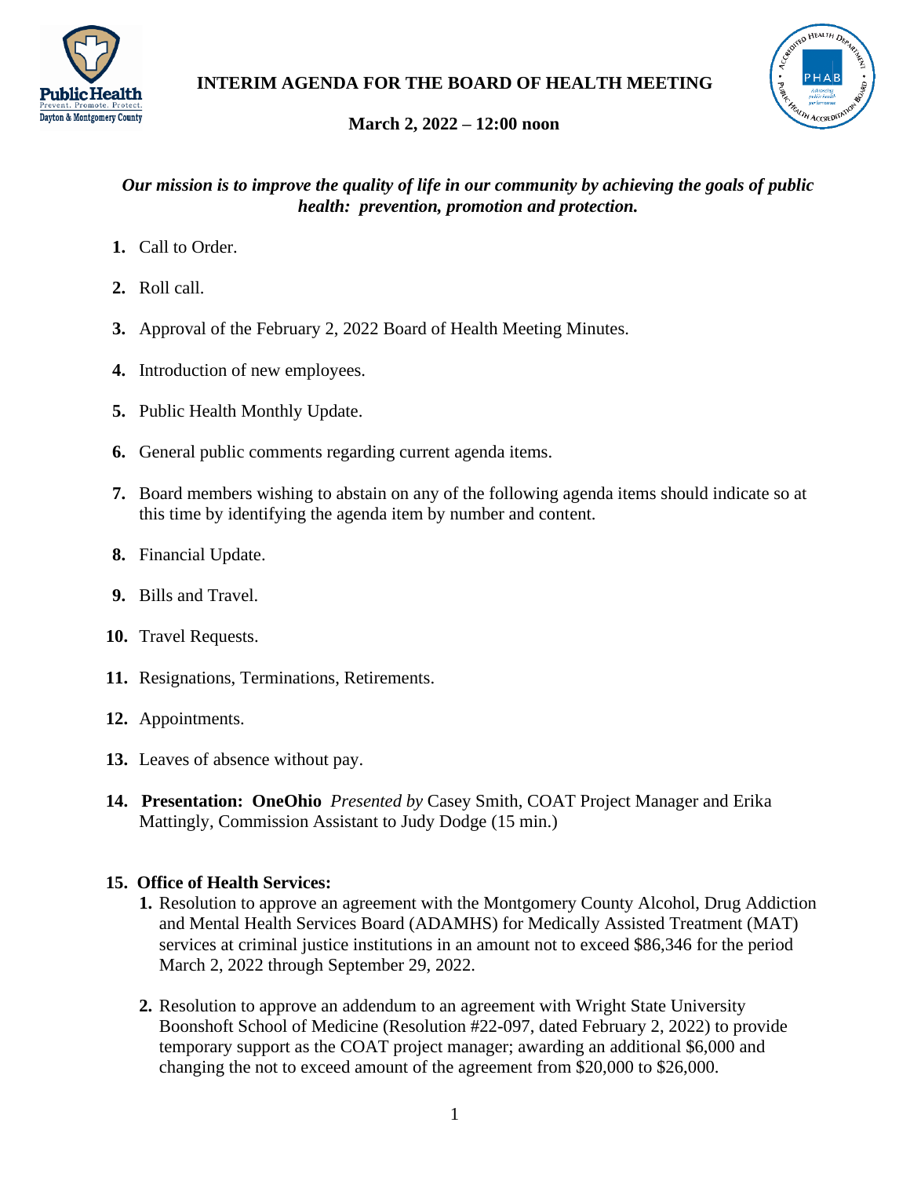# INTERIM AGENDA FOR THE BOARD OF HEALTH MEETING

**March 2, 2022 – 12:00 noon**

***Our mission is to improve the quality of life in our community by achieving the goals of public health: prevention, promotion and protection.***

1. Call to Order.
2. Roll call.
3. Approval of the February 2, 2022 Board of Health Meeting Minutes.
4. Introduction of new employees.
5. Public Health Monthly Update.
6. General public comments regarding current agenda items.
7. Board members wishing to abstain on any of the following agenda items should indicate so at this time by identifying the agenda item by number and content.
8. Financial Update.
9. Bills and Travel.
10. Travel Requests.
11. Resignations, Terminations, Retirements.
12. Appointments.
13. Leaves of absence without pay.
14. **Presentation: OneOhio** *Presented by* Casey Smith, COAT Project Manager and Erika Mattingly, Commission Assistant to Judy Dodge (15 min.)

15. **Office of Health Services:**
    1. Resolution to approve an agreement with the Montgomery County Alcohol, Drug Addiction and Mental Health Services Board (ADAMHS) for Medically Assisted Treatment (MAT) services at criminal justice institutions in an amount not to exceed $86,346 for the period March 2, 2022 through September 29, 2022.
    2. Resolution to approve an addendum to an agreement with Wright State University Boonshoft School of Medicine (Resolution #22-097, dated February 2, 2022) to provide temporary support as the COAT project manager; awarding an additional $6,000 and changing the not to exceed amount of the agreement from $20,000 to $26,000.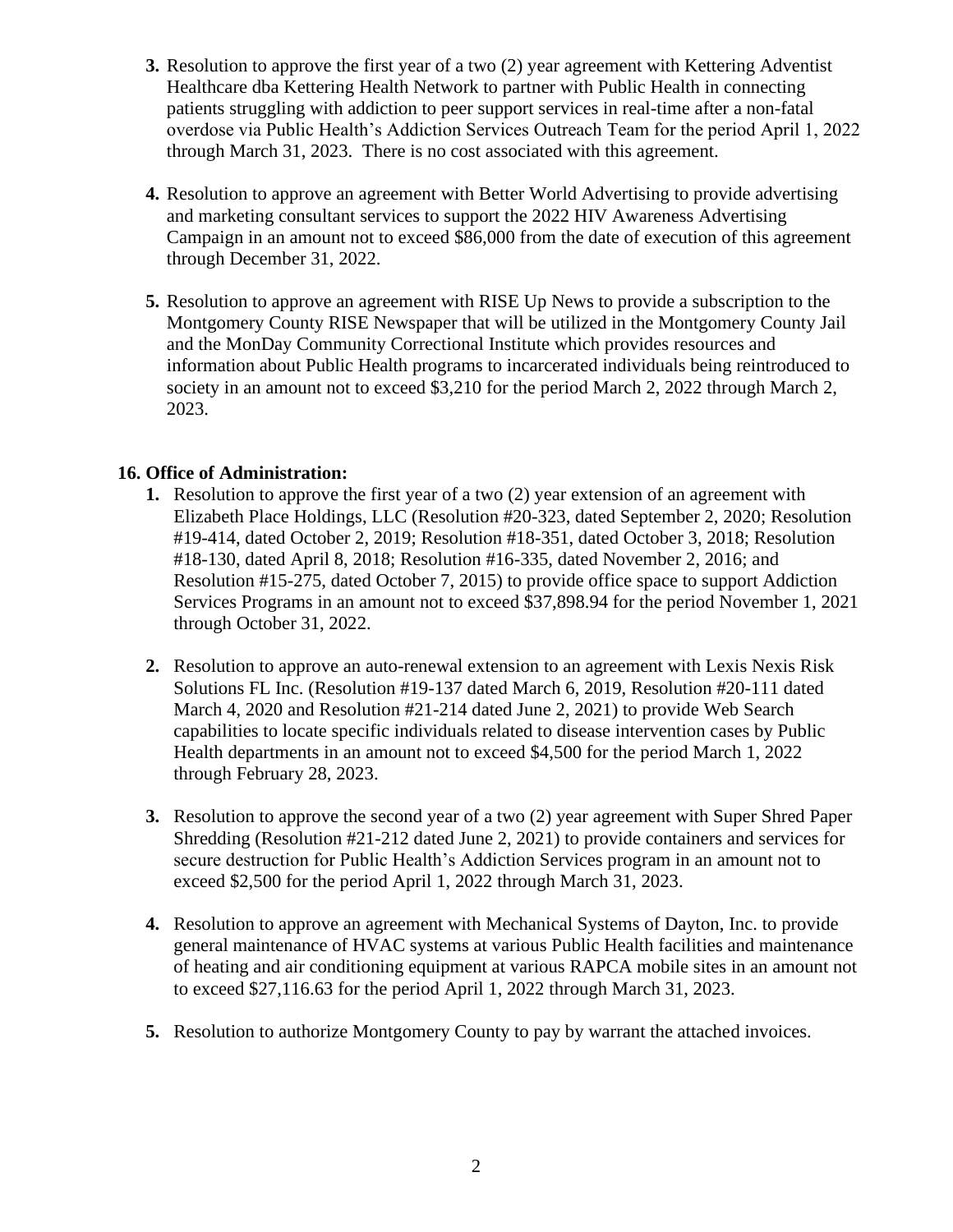3. Resolution to approve the first year of a two (2) year agreement with Kettering Adventist Healthcare dba Kettering Health Network to partner with Public Health in connecting patients struggling with addiction to peer support services in real-time after a non-fatal overdose via Public Health's Addiction Services Outreach Team for the period April 1, 2022 through March 31, 2023. There is no cost associated with this agreement.

4. Resolution to approve an agreement with Better World Advertising to provide advertising and marketing consultant services to support the 2022 HIV Awareness Advertising Campaign in an amount not to exceed $86,000 from the date of execution of this agreement through December 31, 2022.

5. Resolution to approve an agreement with RISE Up News to provide a subscription to the Montgomery County RISE Newspaper that will be utilized in the Montgomery County Jail and the MonDay Community Correctional Institute which provides resources and information about Public Health programs to incarcerated individuals being reintroduced to society in an amount not to exceed $3,210 for the period March 2, 2022 through March 2, 2023.

**16. Office of Administration:**

1. Resolution to approve the first year of a two (2) year extension of an agreement with Elizabeth Place Holdings, LLC (Resolution #20-323, dated September 2, 2020; Resolution #19-414, dated October 2, 2019; Resolution #18-351, dated October 3, 2018; Resolution #18-130, dated April 8, 2018; Resolution #16-335, dated November 2, 2016; and Resolution #15-275, dated October 7, 2015) to provide office space to support Addiction Services Programs in an amount not to exceed $37,898.94 for the period November 1, 2021 through October 31, 2022.

2. Resolution to approve an auto-renewal extension to an agreement with Lexis Nexis Risk Solutions FL Inc. (Resolution #19-137 dated March 6, 2019, Resolution #20-111 dated March 4, 2020 and Resolution #21-214 dated June 2, 2021) to provide Web Search capabilities to locate specific individuals related to disease intervention cases by Public Health departments in an amount not to exceed $4,500 for the period March 1, 2022 through February 28, 2023.

3. Resolution to approve the second year of a two (2) year agreement with Super Shred Paper Shredding (Resolution #21-212 dated June 2, 2021) to provide containers and services for secure destruction for Public Health's Addiction Services program in an amount not to exceed $2,500 for the period April 1, 2022 through March 31, 2023.

4. Resolution to approve an agreement with Mechanical Systems of Dayton, Inc. to provide general maintenance of HVAC systems at various Public Health facilities and maintenance of heating and air conditioning equipment at various RAPCA mobile sites in an amount not to exceed $27,116.63 for the period April 1, 2022 through March 31, 2023.

5. Resolution to authorize Montgomery County to pay by warrant the attached invoices.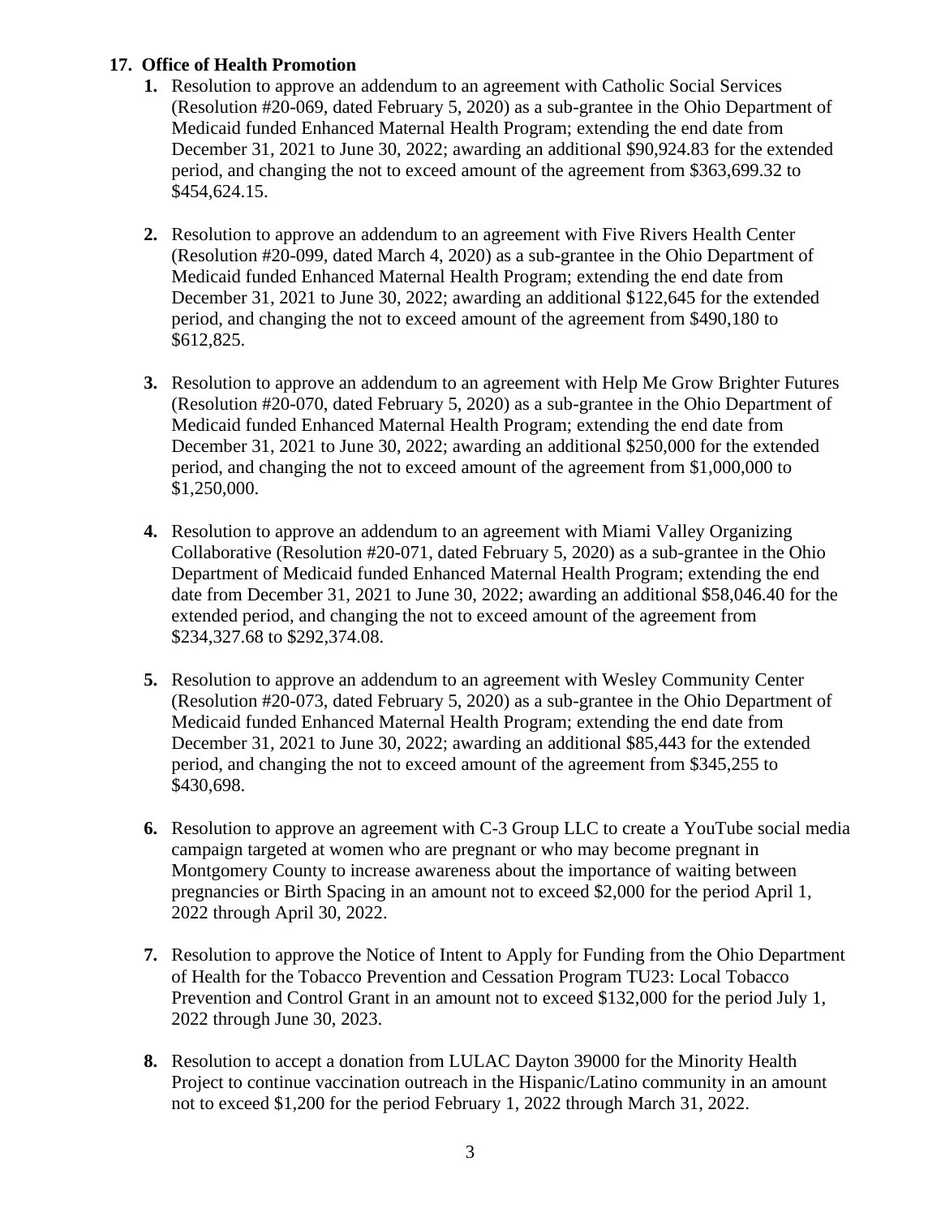**17. Office of Health Promotion**

1. Resolution to approve an addendum to an agreement with Catholic Social Services (Resolution #20-069, dated February 5, 2020) as a sub-grantee in the Ohio Department of Medicaid funded Enhanced Maternal Health Program; extending the end date from December 31, 2021 to June 30, 2022; awarding an additional $90,924.83 for the extended period, and changing the not to exceed amount of the agreement from $363,699.32 to $454,624.15.

2. Resolution to approve an addendum to an agreement with Five Rivers Health Center (Resolution #20-099, dated March 4, 2020) as a sub-grantee in the Ohio Department of Medicaid funded Enhanced Maternal Health Program; extending the end date from December 31, 2021 to June 30, 2022; awarding an additional $122,645 for the extended period, and changing the not to exceed amount of the agreement from $490,180 to $612,825.

3. Resolution to approve an addendum to an agreement with Help Me Grow Brighter Futures (Resolution #20-070, dated February 5, 2020) as a sub-grantee in the Ohio Department of Medicaid funded Enhanced Maternal Health Program; extending the end date from December 31, 2021 to June 30, 2022; awarding an additional $250,000 for the extended period, and changing the not to exceed amount of the agreement from $1,000,000 to $1,250,000.

4. Resolution to approve an addendum to an agreement with Miami Valley Organizing Collaborative (Resolution #20-071, dated February 5, 2020) as a sub-grantee in the Ohio Department of Medicaid funded Enhanced Maternal Health Program; extending the end date from December 31, 2021 to June 30, 2022; awarding an additional $58,046.40 for the extended period, and changing the not to exceed amount of the agreement from $234,327.68 to $292,374.08.

5. Resolution to approve an addendum to an agreement with Wesley Community Center (Resolution #20-073, dated February 5, 2020) as a sub-grantee in the Ohio Department of Medicaid funded Enhanced Maternal Health Program; extending the end date from December 31, 2021 to June 30, 2022; awarding an additional $85,443 for the extended period, and changing the not to exceed amount of the agreement from $345,255 to $430,698.

6. Resolution to approve an agreement with C-3 Group LLC to create a YouTube social media campaign targeted at women who are pregnant or who may become pregnant in Montgomery County to increase awareness about the importance of waiting between pregnancies or Birth Spacing in an amount not to exceed $2,000 for the period April 1, 2022 through April 30, 2022.

7. Resolution to approve the Notice of Intent to Apply for Funding from the Ohio Department of Health for the Tobacco Prevention and Cessation Program TU23: Local Tobacco Prevention and Control Grant in an amount not to exceed $132,000 for the period July 1, 2022 through June 30, 2023.

8. Resolution to accept a donation from LULAC Dayton 39000 for the Minority Health Project to continue vaccination outreach in the Hispanic/Latino community in an amount not to exceed $1,200 for the period February 1, 2022 through March 31, 2022.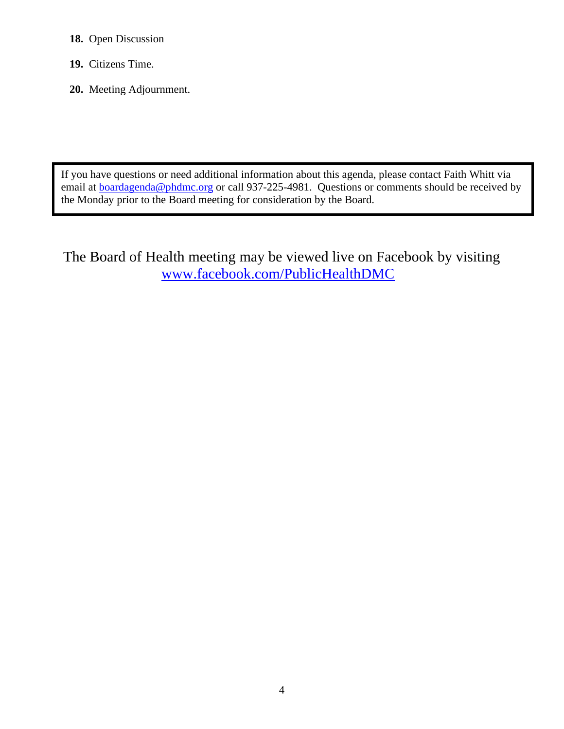**18.** Open Discussion

**19.** Citizens Time.

**20.** Meeting Adjournment.

> If you have questions or need additional information about this agenda, please contact Faith Whitt via email at boardagenda@phdmc.org or call 937-225-4981. Questions or comments should be received by the Monday prior to the Board meeting for consideration by the Board.

The Board of Health meeting may be viewed live on Facebook by visiting www.facebook.com/PublicHealthDMC